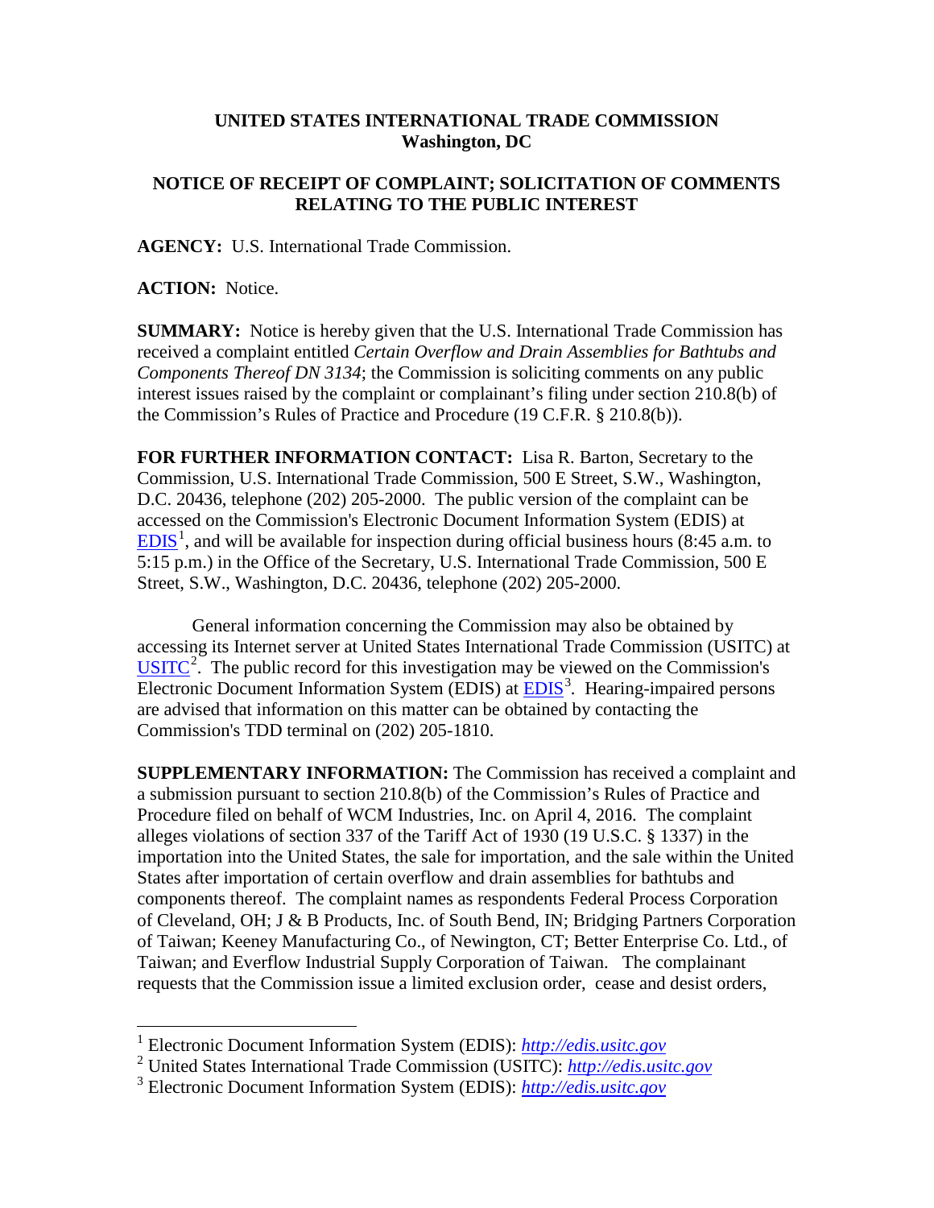**UNITED STATES INTERNATIONAL TRADE COMMISSION**
**Washington, DC**

**NOTICE OF RECEIPT OF COMPLAINT; SOLICITATION OF COMMENTS RELATING TO THE PUBLIC INTEREST**

**AGENCY:** U.S. International Trade Commission.

**ACTION:** Notice.

**SUMMARY:** Notice is hereby given that the U.S. International Trade Commission has received a complaint entitled *Certain Overflow and Drain Assemblies for Bathtubs and Components Thereof DN 3134*; the Commission is soliciting comments on any public interest issues raised by the complaint or complainant's filing under section 210.8(b) of the Commission's Rules of Practice and Procedure (19 C.F.R. § 210.8(b)).

**FOR FURTHER INFORMATION CONTACT:** Lisa R. Barton, Secretary to the Commission, U.S. International Trade Commission, 500 E Street, S.W., Washington, D.C. 20436, telephone (202) 205-2000. The public version of the complaint can be accessed on the Commission's Electronic Document Information System (EDIS) at EDIS[1], and will be available for inspection during official business hours (8:45 a.m. to 5:15 p.m.) in the Office of the Secretary, U.S. International Trade Commission, 500 E Street, S.W., Washington, D.C. 20436, telephone (202) 205-2000.

General information concerning the Commission may also be obtained by accessing its Internet server at United States International Trade Commission (USITC) at USITC[2]. The public record for this investigation may be viewed on the Commission's Electronic Document Information System (EDIS) at EDIS[3]. Hearing-impaired persons are advised that information on this matter can be obtained by contacting the Commission's TDD terminal on (202) 205-1810.

**SUPPLEMENTARY INFORMATION:** The Commission has received a complaint and a submission pursuant to section 210.8(b) of the Commission's Rules of Practice and Procedure filed on behalf of WCM Industries, Inc. on April 4, 2016. The complaint alleges violations of section 337 of the Tariff Act of 1930 (19 U.S.C. § 1337) in the importation into the United States, the sale for importation, and the sale within the United States after importation of certain overflow and drain assemblies for bathtubs and components thereof. The complaint names as respondents Federal Process Corporation of Cleveland, OH; J & B Products, Inc. of South Bend, IN; Bridging Partners Corporation of Taiwan; Keeney Manufacturing Co., of Newington, CT; Better Enterprise Co. Ltd., of Taiwan; and Everflow Industrial Supply Corporation of Taiwan. The complainant requests that the Commission issue a limited exclusion order, cease and desist orders,

[1] Electronic Document Information System (EDIS): *http://edis.usitc.gov*
[2] United States International Trade Commission (USITC): *http://edis.usitc.gov*
[3] Electronic Document Information System (EDIS): *http://edis.usitc.gov*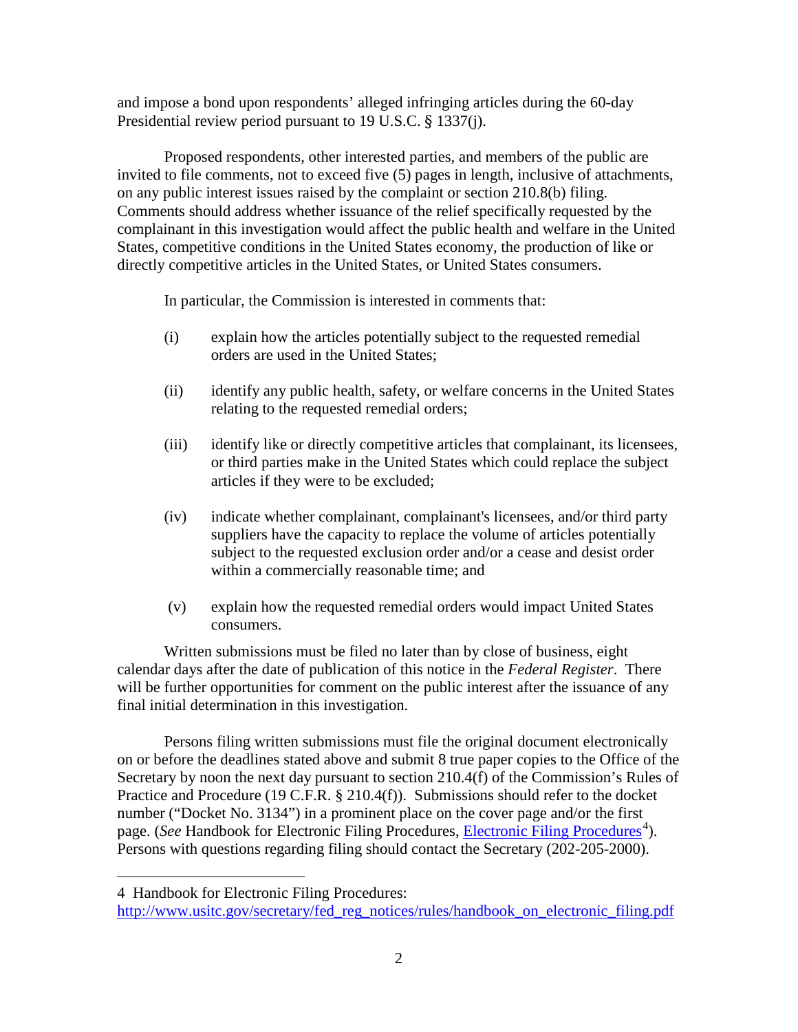and impose a bond upon respondents' alleged infringing articles during the 60-day Presidential review period pursuant to 19 U.S.C. § 1337(j).

Proposed respondents, other interested parties, and members of the public are invited to file comments, not to exceed five (5) pages in length, inclusive of attachments, on any public interest issues raised by the complaint or section 210.8(b) filing. Comments should address whether issuance of the relief specifically requested by the complainant in this investigation would affect the public health and welfare in the United States, competitive conditions in the United States economy, the production of like or directly competitive articles in the United States, or United States consumers.

In particular, the Commission is interested in comments that:

(i) explain how the articles potentially subject to the requested remedial orders are used in the United States;

(ii) identify any public health, safety, or welfare concerns in the United States relating to the requested remedial orders;

(iii) identify like or directly competitive articles that complainant, its licensees, or third parties make in the United States which could replace the subject articles if they were to be excluded;

(iv) indicate whether complainant, complainant's licensees, and/or third party suppliers have the capacity to replace the volume of articles potentially subject to the requested exclusion order and/or a cease and desist order within a commercially reasonable time; and

(v) explain how the requested remedial orders would impact United States consumers.

Written submissions must be filed no later than by close of business, eight calendar days after the date of publication of this notice in the *Federal Register*. There will be further opportunities for comment on the public interest after the issuance of any final initial determination in this investigation.

Persons filing written submissions must file the original document electronically on or before the deadlines stated above and submit 8 true paper copies to the Office of the Secretary by noon the next day pursuant to section 210.4(f) of the Commission's Rules of Practice and Procedure (19 C.F.R. § 210.4(f)). Submissions should refer to the docket number ("Docket No. 3134") in a prominent place on the cover page and/or the first page. (*See* Handbook for Electronic Filing Procedures, Electronic Filing Procedures[4]). Persons with questions regarding filing should contact the Secretary (202-205-2000).

---

4 Handbook for Electronic Filing Procedures: http://www.usitc.gov/secretary/fed_reg_notices/rules/handbook_on_electronic_filing.pdf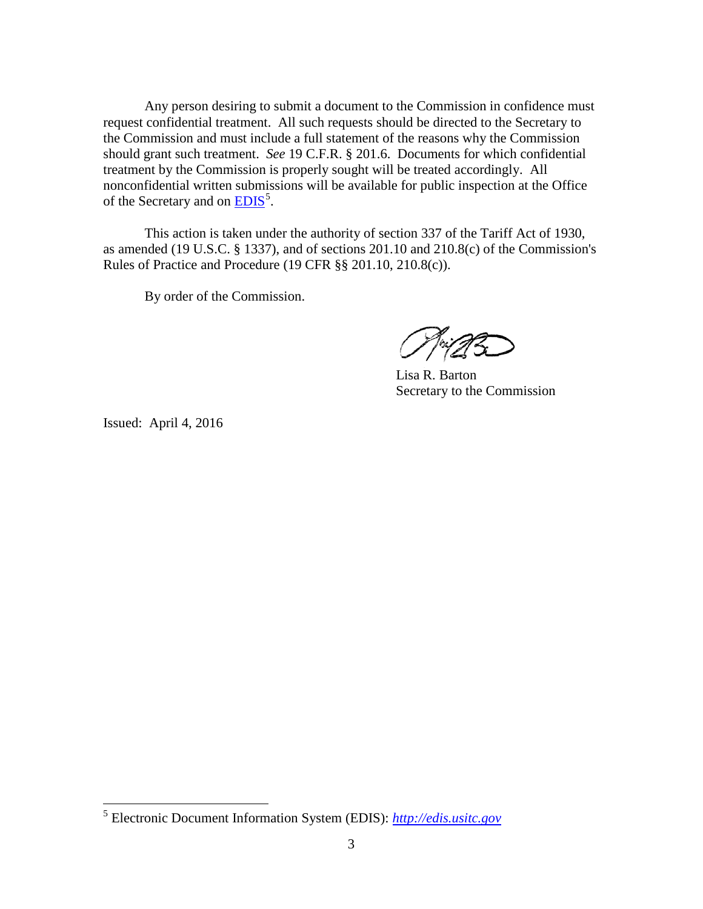Any person desiring to submit a document to the Commission in confidence must request confidential treatment. All such requests should be directed to the Secretary to the Commission and must include a full statement of the reasons why the Commission should grant such treatment. *See* 19 C.F.R. § 201.6. Documents for which confidential treatment by the Commission is properly sought will be treated accordingly. All nonconfidential written submissions will be available for public inspection at the Office of the Secretary and on [EDIS](http://edis.usitc.gov)[5].

This action is taken under the authority of section 337 of the Tariff Act of 1930, as amended (19 U.S.C. § 1337), and of sections 201.10 and 210.8(c) of the Commission's Rules of Practice and Procedure (19 CFR §§ 201.10, 210.8(c)).

By order of the Commission.

Lisa R. Barton
Secretary to the Commission

Issued: April 4, 2016

[5] Electronic Document Information System (EDIS): *http://edis.usitc.gov*